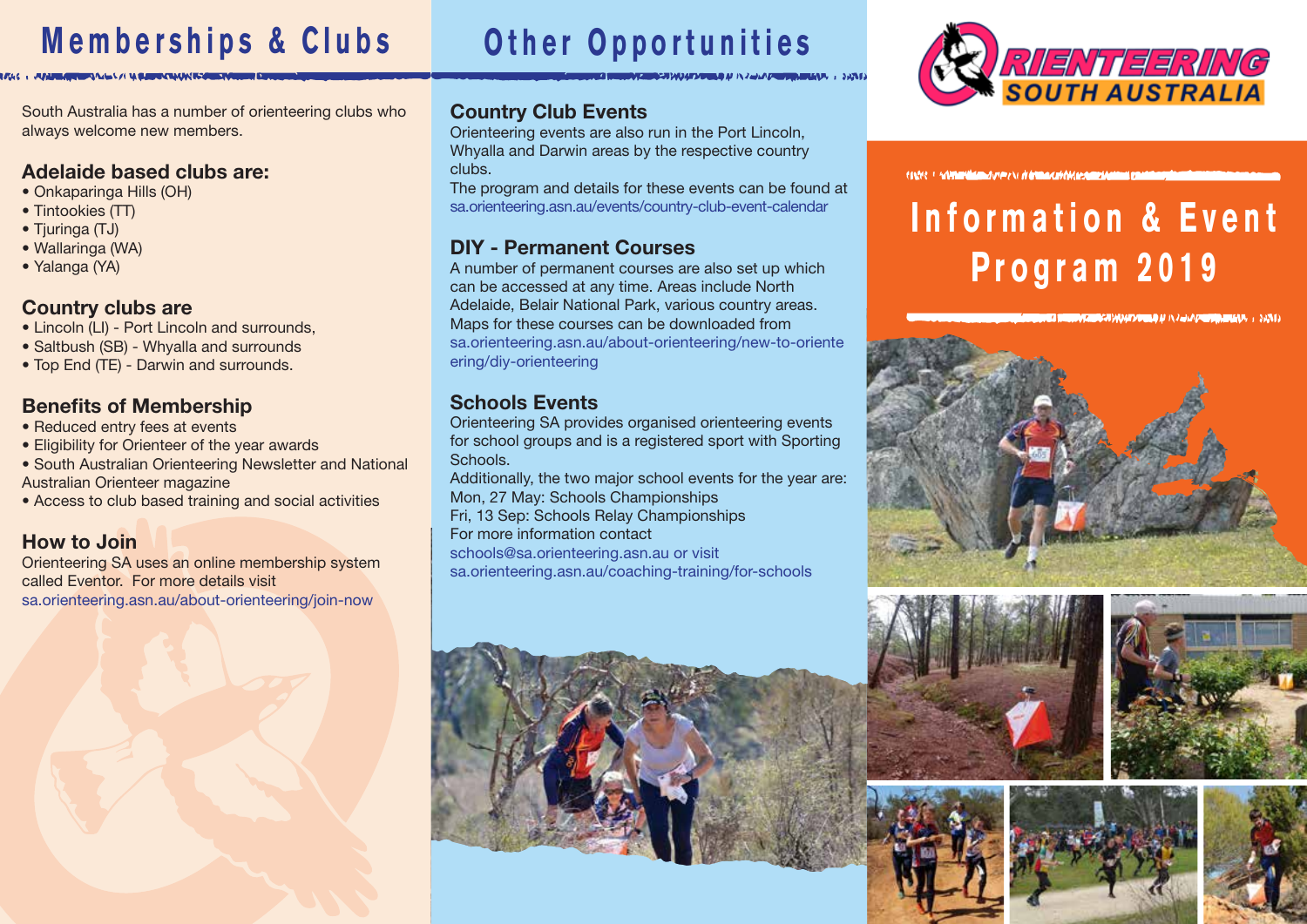# Memberships & Clubs

South Australia has a number of orienteering clubs who always welcome new members.

### Adelaide based clubs are:

- Onkaparinga Hills (OH)
- Tintookies (TT)
- Tjuringa (TJ)
- Wallaringa (WA)
- Yalanga (YA)

### Country clubs are

- Lincoln (LI) - Port Lincoln and surrounds,
- Saltbush (SB) - Whyalla and surrounds
- Top End (TE) - Darwin and surrounds.

### Benefits of Membership

- Reduced entry fees at events
- Eligibility for Orienteer of the year awards
- South Australian Orienteering Newsletter and National Australian Orienteer magazine
- Access to club based training and social activities

### How to Join

Orienteering SA uses an online membership system called Eventor. For more details visit
sa.orienteering.asn.au/about-orienteering/join-now

# Other Opportunities

### Country Club Events

Orienteering events are also run in the Port Lincoln, Whyalla and Darwin areas by the respective country clubs.
The program and details for these events can be found at sa.orienteering.asn.au/events/country-club-event-calendar

### DIY - Permanent Courses

A number of permanent courses are also set up which can be accessed at any time. Areas include North Adelaide, Belair National Park, various country areas. Maps for these courses can be downloaded from
sa.orienteering.asn.au/about-orienteering/new-to-orienteering/diy-orienteering

### Schools Events

Orienteering SA provides organised orienteering events for school groups and is a registered sport with Sporting Schools.
Additionally, the two major school events for the year are:
Mon, 27 May: Schools Championships
Fri, 13 Sep: Schools Relay Championships
For more information contact
schools@sa.orienteering.asn.au or visit
sa.orienteering.asn.au/coaching-training/for-schools

ORIENTEERING SOUTH AUSTRALIA

# Information & Event Program 2019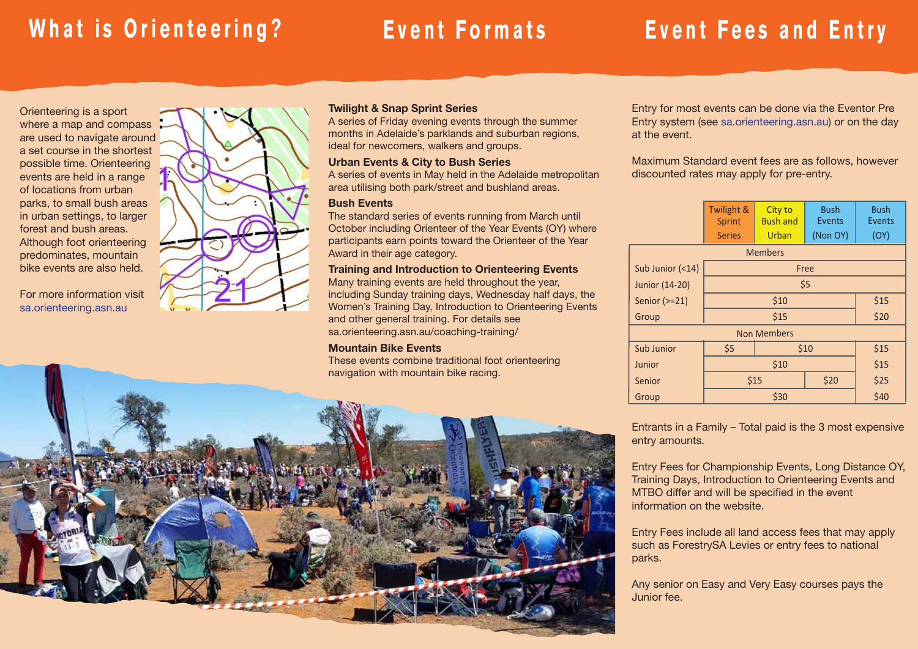# What is Orienteering?

Orienteering is a sport where a map and compass are used to navigate around a set course in the shortest possible time. Orienteering events are held in a range of locations from urban parks, to small bush areas in urban settings, to larger forest and bush areas. Although foot orienteering predominates, mountain bike events are also held.

For more information visit sa.orienteering.asn.au

# Event Formats

### Twilight & Snap Sprint Series

A series of Friday evening events through the summer months in Adelaide's parklands and suburban regions, ideal for newcomers, walkers and groups.

### Urban Events & City to Bush Series

A series of events in May held in the Adelaide metropolitan area utilising both park/street and bushland areas.

### Bush Events

The standard series of events running from March until October including Orienteer of the Year Events (OY) where participants earn points toward the Orienteer of the Year Award in their age category.

### Training and Introduction to Orienteering Events

Many training events are held throughout the year, including Sunday training days, Wednesday half days, the Women's Training Day, Introduction to Orienteering Events and other general training. For details see sa.orienteering.asn.au/coaching-training/

### Mountain Bike Events

These events combine traditional foot orienteering navigation with mountain bike racing.

# Event Fees and Entry

Entry for most events can be done via the Eventor Pre Entry system (see sa.orienteering.asn.au) or on the day at the event.

Maximum Standard event fees are as follows, however discounted rates may apply for pre-entry.

| | Twilight & Sprint Series | City to Bush and Urban | Bush Events (Non OY) | Bush Events (OY) |
|---|---|---|---|---|
| **Members** | | | | |
| Sub Junior (<14) | Free | Free | Free | Free |
| Junior (14-20) | $5 | $5 | $5 | $5 |
| Senior (>=21) | $10 | $10 | $10 | $15 |
| Group | $15 | $15 | $15 | $20 |
| **Non Members** | | | | |
| Sub Junior | $5 | $10 | $10 | $15 |
| Junior | $10 | $10 | $10 | $15 |
| Senior | $15 | $15 | $20 | $25 |
| Group | $30 | $30 | $30 | $40 |

Entrants in a Family – Total paid is the 3 most expensive entry amounts.

Entry Fees for Championship Events, Long Distance OY, Training Days, Introduction to Orienteering Events and MTBO differ and will be specified in the event information on the website.

Entry Fees include all land access fees that may apply such as ForestrySA Levies or entry fees to national parks.

Any senior on Easy and Very Easy courses pays the Junior fee.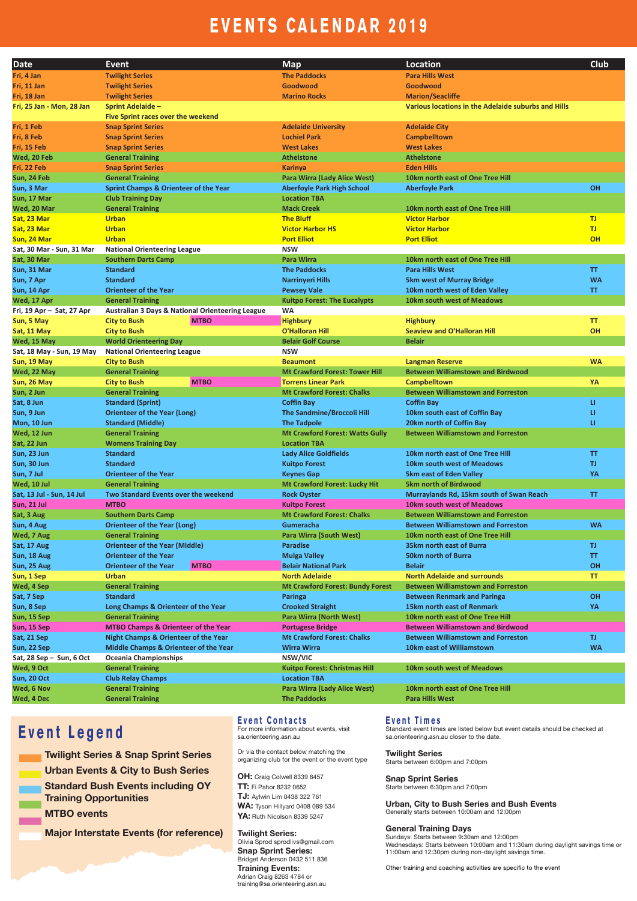# EVENTS CALENDAR 2019

| Date | Event | Map | Location | Club |
|---|---|---|---|---|
| Fri, 4 Jan | Twilight Series | The Paddocks | Para Hills West | |
| Fri, 11 Jan | Twilight Series | Goodwood | Goodwood | |
| Fri, 18 Jan | Twilight Series | Marino Rocks | Marion/Seacliffe | |
| Fri, 25 Jan - Mon, 28 Jan | Sprint Adelaide – Five Sprint races over the weekend | | Various locations in the Adelaide suburbs and Hills | |
| Fri, 1 Feb | Snap Sprint Series | Adelaide University | Adelaide City | |
| Fri, 8 Feb | Snap Sprint Series | Lochiel Park | Campbelltown | |
| Fri, 15 Feb | Snap Sprint Series | West Lakes | West Lakes | |
| Wed, 20 Feb | General Training | Athelstone | Athelstone | |
| Fri, 22 Feb | Snap Sprint Series | Karinya | Eden Hills | |
| Sun, 24 Feb | General Training | Para Wirra (Lady Alice West) | 10km north east of One Tree Hill | |
| Sun, 3 Mar | Sprint Champs & Orienteer of the Year | Aberfoyle Park High School | Aberfoyle Park | OH |
| Sun, 17 Mar | Club Training Day | Location TBA | | |
| Wed, 20 Mar | General Training | Mack Creek | 10km north east of One Tree Hill | |
| Sat, 23 Mar | Urban | The Bluff | Victor Harbor | TJ |
| Sat, 23 Mar | Urban | Victor Harbor HS | Victor Harbor | TJ |
| Sun, 24 Mar | Urban | Port Elliot | Port Elliot | OH |
| Sat, 30 Mar - Sun, 31 Mar | National Orienteering League | NSW | | |
| Sat, 30 Mar | Southern Darts Camp | Para Wirra | 10km north east of One Tree Hill | |
| Sun, 31 Mar | Standard | The Paddocks | Para Hills West | TT |
| Sun, 7 Apr | Standard | Narrinyeri Hills | 5km west of Murray Bridge | WA |
| Sun, 14 Apr | Orienteer of the Year | Pewsey Vale | 10km north west of Eden Valley | TT |
| Wed, 17 Apr | General Training | Kuitpo Forest: The Eucalypts | 10km south west of Meadows | |
| Fri, 19 Apr – Sat, 27 Apr | Australian 3 Days & National Orienteering League | WA | | |
| Sun, 5 May | City to Bush MTBO | Highbury | Highbury | TT |
| Sat, 11 May | City to Bush | O'Halloran Hill | Seaview and O'Halloran Hill | OH |
| Wed, 15 May | World Orienteering Day | Belair Golf Course | Belair | |
| Sat, 18 May - Sun, 19 May | National Orienteering League | NSW | | |
| Sun, 19 May | City to Bush | Beaumont | Langman Reserve | WA |
| Wed, 22 May | General Training | Mt Crawford Forest: Tower Hill | Between Williamstown and Birdwood | |
| Sun, 26 May | City to Bush MTBO | Torrens Linear Park | Campbelltown | YA |
| Sun, 2 Jun | General Training | Mt Crawford Forest: Chalks | Between Williamstown and Forreston | |
| Sat, 8 Jun | Standard (Sprint) | Coffin Bay | Coffin Bay | LI |
| Sun, 9 Jun | Orienteer of the Year (Long) | The Sandmine/Broccoli Hill | 10km south east of Coffin Bay | LI |
| Mon, 10 Jun | Standard (Middle) | The Tadpole | 20km north of Coffin Bay | LI |
| Wed, 12 Jun | General Training | Mt Crawford Forest: Watts Gully | Between Williamstown and Forreston | |
| Sat, 22 Jun | Womens Training Day | Location TBA | | |
| Sun, 23 Jun | Standard | Lady Alice Goldfields | 10km north east of One Tree Hill | TT |
| Sun, 30 Jun | Standard | Kuitpo Forest | 10km south west of Meadows | TJ |
| Sun, 7 Jul | Orienteer of the Year | Keynes Gap | 5km east of Eden Valley | YA |
| Wed, 10 Jul | General Training | Mt Crawford Forest: Lucky Hit | 5km north of Birdwood | |
| Sat, 13 Jul - Sun, 14 Jul | Two Standard Events over the weekend | Rock Oyster | Murraylands Rd, 15km south of Swan Reach | TT |
| Sun, 21 Jul | MTBO | Kuitpo Forest | 10km south west of Meadows | |
| Sat, 3 Aug | Southern Darts Camp | Mt Crawford Forest: Chalks | Between Williamstown and Forreston | |
| Sun, 4 Aug | Orienteer of the Year (Long) | Gumeracha | Between Williamstown and Forreston | WA |
| Wed, 7 Aug | General Training | Para Wirra (South West) | 10km north east of One Tree Hill | |
| Sat, 17 Aug | Orienteer of the Year (Middle) | Paradise | 35km north east of Burra | TJ |
| Sun, 18 Aug | Orienteer of the Year | Mulga Valley | 50km north of Burra | TT |
| Sun, 25 Aug | Orienteer of the Year MTBO | Belair National Park | Belair | OH |
| Sun, 1 Sep | Urban | North Adelaide | North Adelaide and surrounds | TT |
| Wed, 4 Sep | General Training | Mt Crawford Forest: Bundy Forest | Between Williamstown and Forreston | |
| Sat, 7 Sep | Standard | Paringa | Between Renmark and Paringa | OH |
| Sun, 8 Sep | Long Champs & Orienteer of the Year | Crooked Straight | 15km north east of Renmark | YA |
| Sun, 15 Sep | General Training | Para Wirra (North West) | 10km north east of One Tree Hill | |
| Sun, 15 Sep | MTBO Champs & Orienteer of the Year | Portugese Bridge | Between Williamstown and Birdwood | |
| Sat, 21 Sep | Night Champs & Orienteer of the Year | Mt Crawford Forest: Chalks | Between Williamstown and Forreston | TJ |
| Sun, 22 Sep | Middle Champs & Orienteer of the Year | Wirra Wirra | 10km east of Williamstown | WA |
| Sat, 28 Sep – Sun, 6 Oct | Oceania Championships | NSW/VIC | | |
| Wed, 9 Oct | General Training | Kuitpo Forest: Christmas Hill | 10km south west of Meadows | |
| Sun, 20 Oct | Club Relay Champs | Location TBA | | |
| Wed, 6 Nov | General Training | Para Wirra (Lady Alice West) | 10km north east of One Tree Hill | |
| Wed, 4 Dec | General Training | The Paddocks | Para Hills West | |

## Event Legend

- Twilight Series & Snap Sprint Series
- Urban Events & City to Bush Series
- Standard Bush Events including OY Training Opportunities
- MTBO events
- Major Interstate Events (for reference)

## Event Contacts

For more information about events, visit sa.orienteering.asn.au

Or via the contact below matching the organizing club for the event or the event type

**OH:** Craig Colwell 8339 8457
**TT:** Fi Pahor 8232 0652
**TJ:** Aylwin Lim 0438 322 761
**WA:** Tyson Hillyard 0408 089 534
**YA:** Ruth Nicolson 8339 5247

**Twilight Series:**
Olivia Sprod sprodlivs@gmail.com

**Snap Sprint Series:**
Bridget Anderson 0432 511 836

**Training Events:**
Adrian Craig 8263 4784 or training@sa.orienteering.asn.au

## Event Times

Standard event times are listed below but event details should be checked at sa.orienteering.asn.au closer to the date.

**Twilight Series**
Starts between 6:00pm and 7:00pm

**Snap Sprint Series**
Starts between 6:30pm and 7:00pm

**Urban, City to Bush Series and Bush Events**
Generally starts between 10:00am and 12:00pm

**General Training Days**
Sundays: Starts between 9:30am and 12:00pm
Wednesdays: Starts between 10:00am and 11:30am during daylight savings time or 11:00am and 12:30pm during non-daylight savings time.

Other training and coaching activities are specific to the event